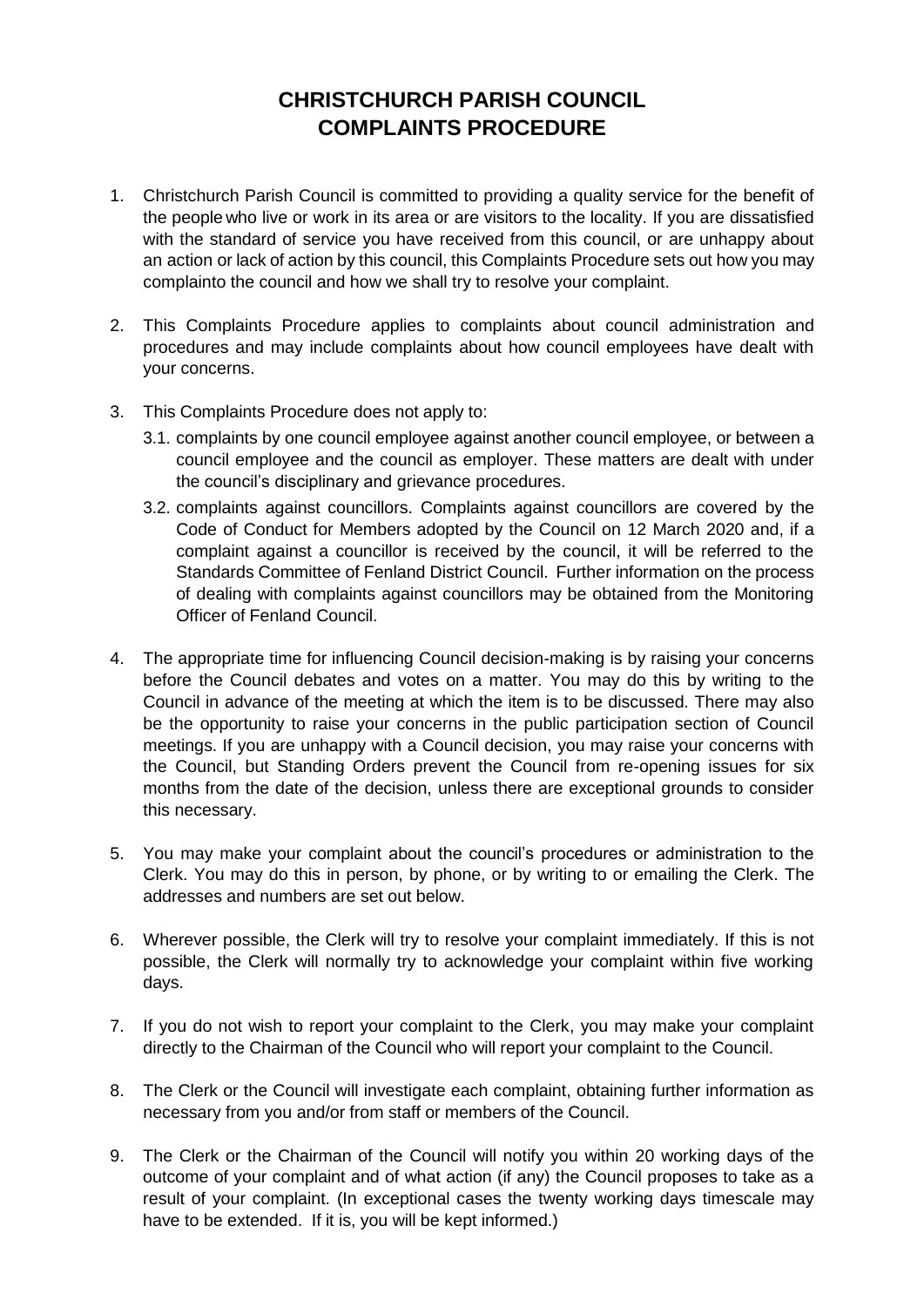# CHRISTCHURCH PARISH COUNCIL
# COMPLAINTS PROCEDURE

1. Christchurch Parish Council is committed to providing a quality service for the benefit of the people who live or work in its area or are visitors to the locality. If you are dissatisfied with the standard of service you have received from this council, or are unhappy about an action or lack of action by this council, this Complaints Procedure sets out how you may complainto the council and how we shall try to resolve your complaint.

2. This Complaints Procedure applies to complaints about council administration and procedures and may include complaints about how council employees have dealt with your concerns.

3. This Complaints Procedure does not apply to:
   3.1. complaints by one council employee against another council employee, or between a council employee and the council as employer. These matters are dealt with under the council's disciplinary and grievance procedures.
   3.2. complaints against councillors. Complaints against councillors are covered by the Code of Conduct for Members adopted by the Council on 12 March 2020 and, if a complaint against a councillor is received by the council, it will be referred to the Standards Committee of Fenland District Council. Further information on the process of dealing with complaints against councillors may be obtained from the Monitoring Officer of Fenland Council.

4. The appropriate time for influencing Council decision-making is by raising your concerns before the Council debates and votes on a matter. You may do this by writing to the Council in advance of the meeting at which the item is to be discussed. There may also be the opportunity to raise your concerns in the public participation section of Council meetings. If you are unhappy with a Council decision, you may raise your concerns with the Council, but Standing Orders prevent the Council from re-opening issues for six months from the date of the decision, unless there are exceptional grounds to consider this necessary.

5. You may make your complaint about the council's procedures or administration to the Clerk. You may do this in person, by phone, or by writing to or emailing the Clerk. The addresses and numbers are set out below.

6. Wherever possible, the Clerk will try to resolve your complaint immediately. If this is not possible, the Clerk will normally try to acknowledge your complaint within five working days.

7. If you do not wish to report your complaint to the Clerk, you may make your complaint directly to the Chairman of the Council who will report your complaint to the Council.

8. The Clerk or the Council will investigate each complaint, obtaining further information as necessary from you and/or from staff or members of the Council.

9. The Clerk or the Chairman of the Council will notify you within 20 working days of the outcome of your complaint and of what action (if any) the Council proposes to take as a result of your complaint. (In exceptional cases the twenty working days timescale may have to be extended. If it is, you will be kept informed.)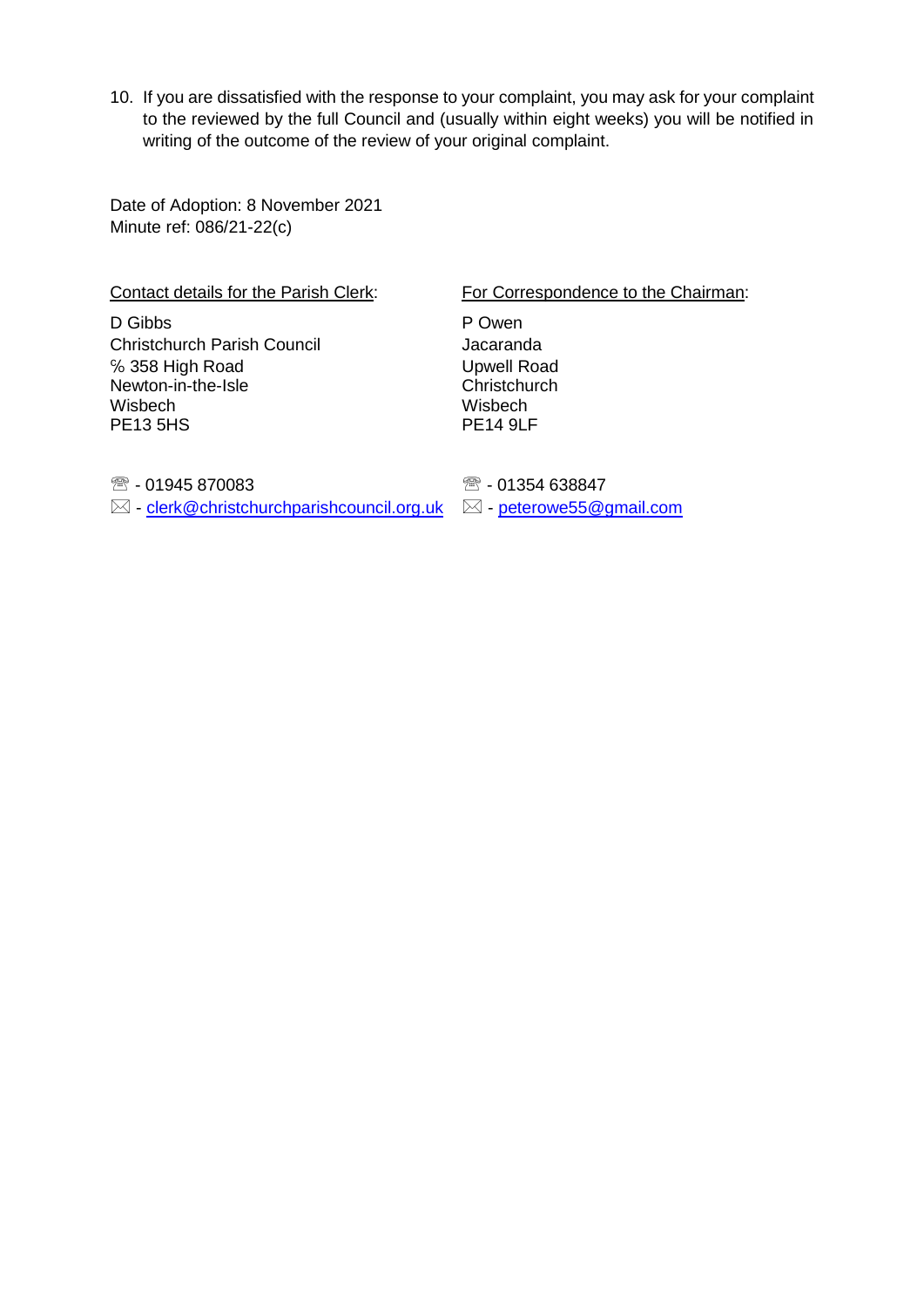10. If you are dissatisfied with the response to your complaint, you may ask for your complaint to the reviewed by the full Council and (usually within eight weeks) you will be notified in writing of the outcome of the review of your original complaint.

Date of Adoption: 8 November 2021
Minute ref: 086/21-22(c)

Contact details for the Parish Clerk:

D Gibbs
Christchurch Parish Council
℅ 358 High Road
Newton-in-the-Isle
Wisbech
PE13 5HS

☏ - 01945 870083
✉ - clerk@christchurchparishcouncil.org.uk

For Correspondence to the Chairman:

P Owen
Jacaranda
Upwell Road
Christchurch
Wisbech
PE14 9LF

☏ - 01354 638847
✉ - peterowe55@gmail.com